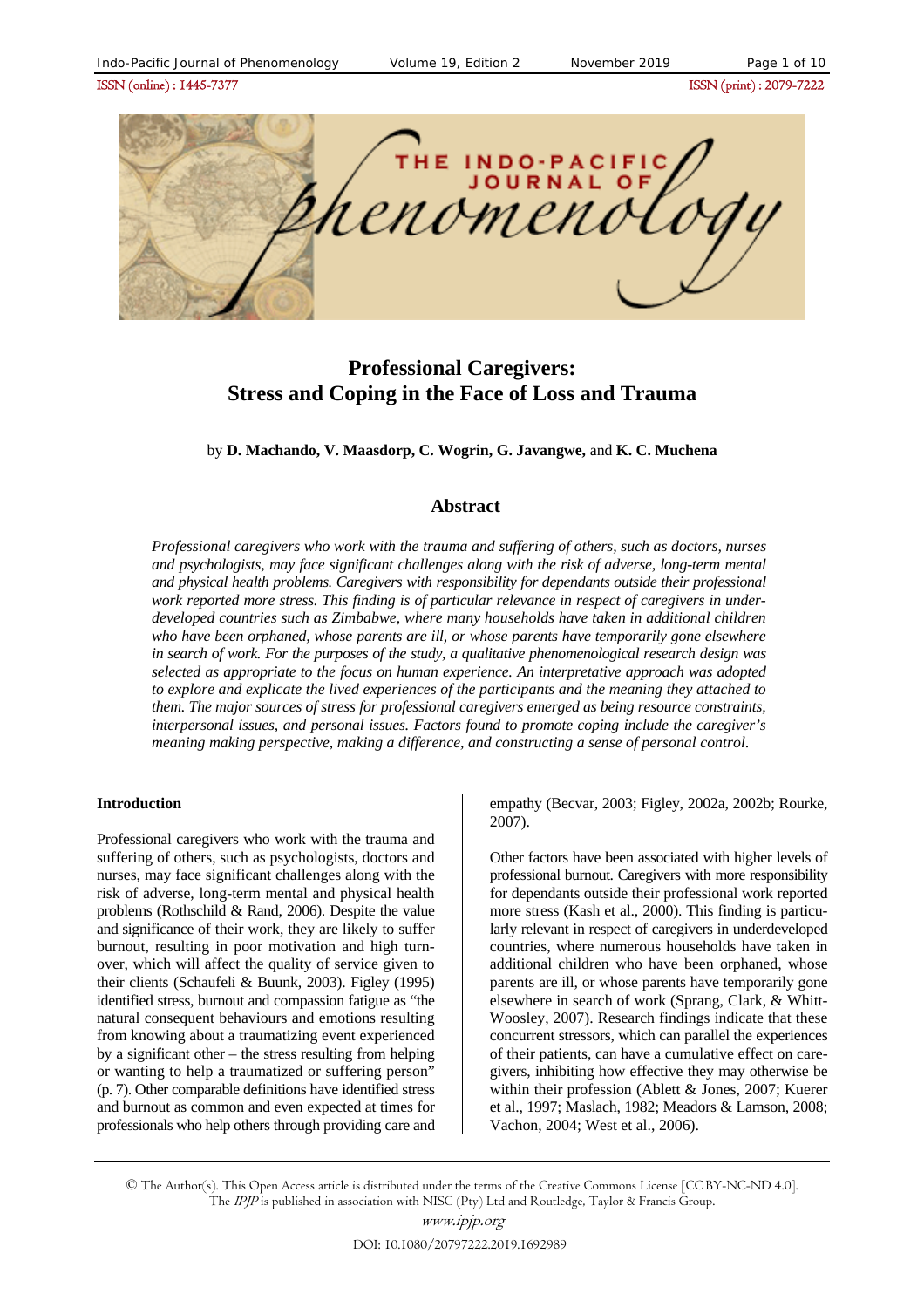# Professional Caregivers: Stress and Coping in the Face of Loss and Trauma

by **D. Machando, V. Maasdorp, C. Wogrin, G. Javangwe,** and **K. C. Muchena**

## Abstract

*Professional caregivers who work with the trauma and suffering of others, such as doctors, nurses and psychologists, may face significant challenges along with the risk of adverse, long-term mental and physical health problems. Caregivers with responsibility for dependants outside their professional work reported more stress. This finding is of particular relevance in respect of caregivers in under-developed countries such as Zimbabwe, where many households have taken in additional children who have been orphaned, whose parents are ill, or whose parents have temporarily gone elsewhere in search of work. For the purposes of the study, a qualitative phenomenological research design was selected as appropriate to the focus on human experience. An interpretative approach was adopted to explore and explicate the lived experiences of the participants and the meaning they attached to them. The major sources of stress for professional caregivers emerged as being resource constraints, interpersonal issues, and personal issues. Factors found to promote coping include the caregiver's meaning making perspective, making a difference, and constructing a sense of personal control.*

### Introduction

Professional caregivers who work with the trauma and suffering of others, such as psychologists, doctors and nurses, may face significant challenges along with the risk of adverse, long-term mental and physical health problems (Rothschild & Rand, 2006). Despite the value and significance of their work, they are likely to suffer burnout, resulting in poor motivation and high turnover, which will affect the quality of service given to their clients (Schaufeli & Buunk, 2003). Figley (1995) identified stress, burnout and compassion fatigue as "the natural consequent behaviours and emotions resulting from knowing about a traumatizing event experienced by a significant other – the stress resulting from helping or wanting to help a traumatized or suffering person" (p. 7). Other comparable definitions have identified stress and burnout as common and even expected at times for professionals who help others through providing care and empathy (Becvar, 2003; Figley, 2002a, 2002b; Rourke, 2007).

Other factors have been associated with higher levels of professional burnout. Caregivers with more responsibility for dependants outside their professional work reported more stress (Kash et al., 2000). This finding is particularly relevant in respect of caregivers in underdeveloped countries, where numerous households have taken in additional children who have been orphaned, whose parents are ill, or whose parents have temporarily gone elsewhere in search of work (Sprang, Clark, & Whitt-Woosley, 2007). Research findings indicate that these concurrent stressors, which can parallel the experiences of their patients, can have a cumulative effect on caregivers, inhibiting how effective they may otherwise be within their profession (Ablett & Jones, 2007; Kuerer et al., 1997; Maslach, 1982; Meadors & Lamson, 2008; Vachon, 2004; West et al., 2006).

© The Author(s). This Open Access article is distributed under the terms of the Creative Commons License [CC BY-NC-ND 4.0]. The *IPJP* is published in association with NISC (Pty) Ltd and Routledge, Taylor & Francis Group.

www.ipjp.org

DOI: 10.1080/20797222.2019.1692989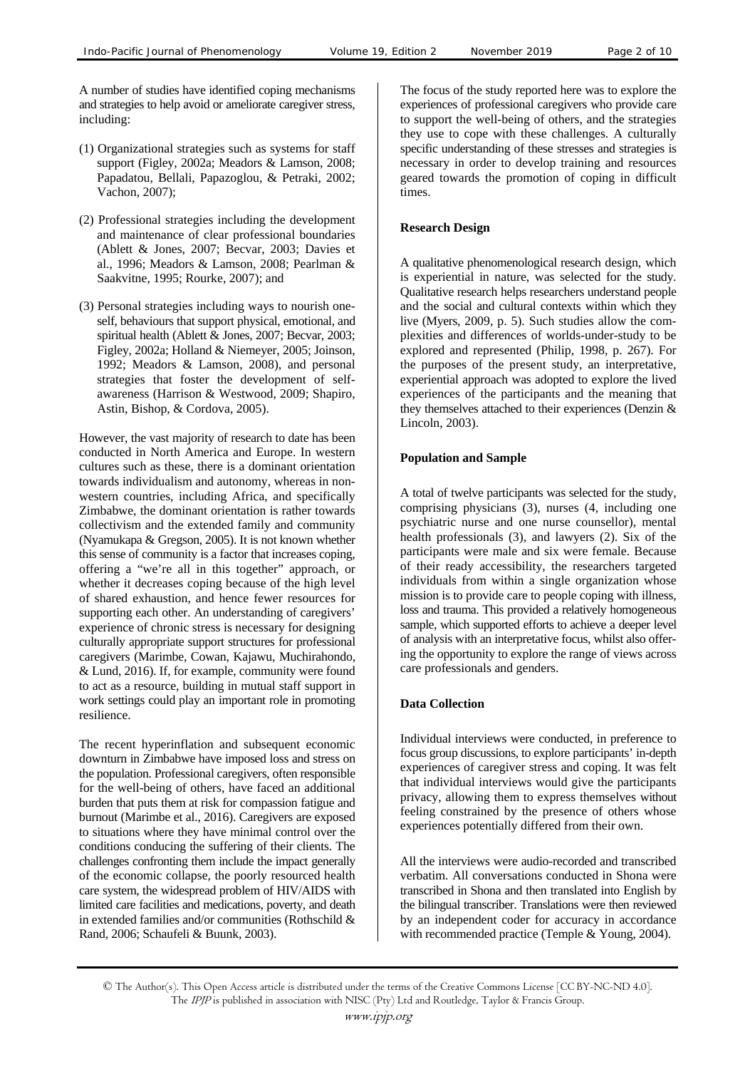A number of studies have identified coping mechanisms and strategies to help avoid or ameliorate caregiver stress, including:

(1) Organizational strategies such as systems for staff support (Figley, 2002a; Meadors & Lamson, 2008; Papadatou, Bellali, Papazoglou, & Petraki, 2002; Vachon, 2007);

(2) Professional strategies including the development and maintenance of clear professional boundaries (Ablett & Jones, 2007; Becvar, 2003; Davies et al., 1996; Meadors & Lamson, 2008; Pearlman & Saakvitne, 1995; Rourke, 2007); and

(3) Personal strategies including ways to nourish oneself, behaviours that support physical, emotional, and spiritual health (Ablett & Jones, 2007; Becvar, 2003; Figley, 2002a; Holland & Niemeyer, 2005; Joinson, 1992; Meadors & Lamson, 2008), and personal strategies that foster the development of self-awareness (Harrison & Westwood, 2009; Shapiro, Astin, Bishop, & Cordova, 2005).

However, the vast majority of research to date has been conducted in North America and Europe. In western cultures such as these, there is a dominant orientation towards individualism and autonomy, whereas in non-western countries, including Africa, and specifically Zimbabwe, the dominant orientation is rather towards collectivism and the extended family and community (Nyamukapa & Gregson, 2005). It is not known whether this sense of community is a factor that increases coping, offering a "we're all in this together" approach, or whether it decreases coping because of the high level of shared exhaustion, and hence fewer resources for supporting each other. An understanding of caregivers' experience of chronic stress is necessary for designing culturally appropriate support structures for professional caregivers (Marimbe, Cowan, Kajawu, Muchirahondo, & Lund, 2016). If, for example, community were found to act as a resource, building in mutual staff support in work settings could play an important role in promoting resilience.

The recent hyperinflation and subsequent economic downturn in Zimbabwe have imposed loss and stress on the population. Professional caregivers, often responsible for the well-being of others, have faced an additional burden that puts them at risk for compassion fatigue and burnout (Marimbe et al., 2016). Caregivers are exposed to situations where they have minimal control over the conditions conducing the suffering of their clients. The challenges confronting them include the impact generally of the economic collapse, the poorly resourced health care system, the widespread problem of HIV/AIDS with limited care facilities and medications, poverty, and death in extended families and/or communities (Rothschild & Rand, 2006; Schaufeli & Buunk, 2003).

The focus of the study reported here was to explore the experiences of professional caregivers who provide care to support the well-being of others, and the strategies they use to cope with these challenges. A culturally specific understanding of these stresses and strategies is necessary in order to develop training and resources geared towards the promotion of coping in difficult times.

**Research Design**

A qualitative phenomenological research design, which is experiential in nature, was selected for the study. Qualitative research helps researchers understand people and the social and cultural contexts within which they live (Myers, 2009, p. 5). Such studies allow the complexities and differences of worlds-under-study to be explored and represented (Philip, 1998, p. 267). For the purposes of the present study, an interpretative, experiential approach was adopted to explore the lived experiences of the participants and the meaning that they themselves attached to their experiences (Denzin & Lincoln, 2003).

**Population and Sample**

A total of twelve participants was selected for the study, comprising physicians (3), nurses (4, including one psychiatric nurse and one nurse counsellor), mental health professionals (3), and lawyers (2). Six of the participants were male and six were female. Because of their ready accessibility, the researchers targeted individuals from within a single organization whose mission is to provide care to people coping with illness, loss and trauma. This provided a relatively homogeneous sample, which supported efforts to achieve a deeper level of analysis with an interpretative focus, whilst also offering the opportunity to explore the range of views across care professionals and genders.

**Data Collection**

Individual interviews were conducted, in preference to focus group discussions, to explore participants' in-depth experiences of caregiver stress and coping. It was felt that individual interviews would give the participants privacy, allowing them to express themselves without feeling constrained by the presence of others whose experiences potentially differed from their own.

All the interviews were audio-recorded and transcribed verbatim. All conversations conducted in Shona were transcribed in Shona and then translated into English by the bilingual transcriber. Translations were then reviewed by an independent coder for accuracy in accordance with recommended practice (Temple & Young, 2004).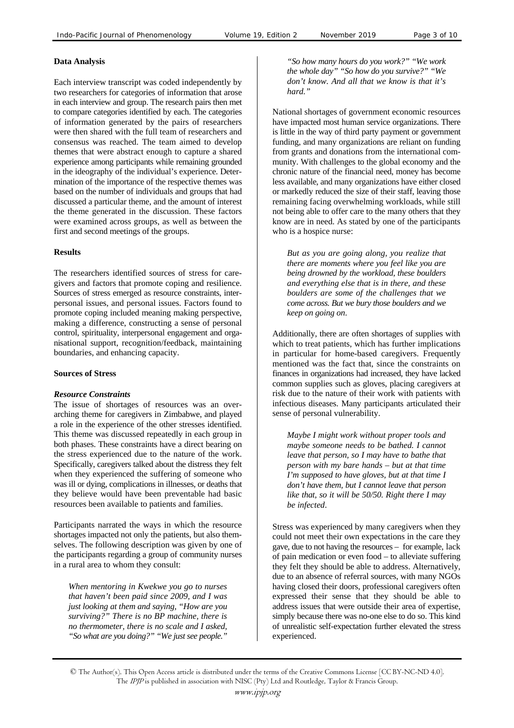**Data Analysis**

Each interview transcript was coded independently by two researchers for categories of information that arose in each interview and group. The research pairs then met to compare categories identified by each. The categories of information generated by the pairs of researchers were then shared with the full team of researchers and consensus was reached. The team aimed to develop themes that were abstract enough to capture a shared experience among participants while remaining grounded in the ideography of the individual's experience. Determination of the importance of the respective themes was based on the number of individuals and groups that had discussed a particular theme, and the amount of interest the theme generated in the discussion. These factors were examined across groups, as well as between the first and second meetings of the groups.

**Results**

The researchers identified sources of stress for caregivers and factors that promote coping and resilience. Sources of stress emerged as resource constraints, interpersonal issues, and personal issues. Factors found to promote coping included meaning making perspective, making a difference, constructing a sense of personal control, spirituality, interpersonal engagement and organisational support, recognition/feedback, maintaining boundaries, and enhancing capacity.

**Sources of Stress**

***Resource Constraints***

The issue of shortages of resources was an overarching theme for caregivers in Zimbabwe, and played a role in the experience of the other stresses identified. This theme was discussed repeatedly in each group in both phases. These constraints have a direct bearing on the stress experienced due to the nature of the work. Specifically, caregivers talked about the distress they felt when they experienced the suffering of someone who was ill or dying, complications in illnesses, or deaths that they believe would have been preventable had basic resources been available to patients and families.

Participants narrated the ways in which the resource shortages impacted not only the patients, but also themselves. The following description was given by one of the participants regarding a group of community nurses in a rural area to whom they consult:

> *When mentoring in Kwekwe you go to nurses that haven't been paid since 2009, and I was just looking at them and saying, "How are you surviving?" There is no BP machine, there is no thermometer, there is no scale and I asked, "So what are you doing?" "We just see people." "So how many hours do you work?" "We work the whole day" "So how do you survive?" "We don't know. And all that we know is that it's hard."*

National shortages of government economic resources have impacted most human service organizations. There is little in the way of third party payment or government funding, and many organizations are reliant on funding from grants and donations from the international community. With challenges to the global economy and the chronic nature of the financial need, money has become less available, and many organizations have either closed or markedly reduced the size of their staff, leaving those remaining facing overwhelming workloads, while still not being able to offer care to the many others that they know are in need. As stated by one of the participants who is a hospice nurse:

> *But as you are going along, you realize that there are moments where you feel like you are being drowned by the workload, these boulders and everything else that is in there, and these boulders are some of the challenges that we come across. But we bury those boulders and we keep on going on.*

Additionally, there are often shortages of supplies with which to treat patients, which has further implications in particular for home-based caregivers. Frequently mentioned was the fact that, since the constraints on finances in organizations had increased, they have lacked common supplies such as gloves, placing caregivers at risk due to the nature of their work with patients with infectious diseases. Many participants articulated their sense of personal vulnerability.

> *Maybe I might work without proper tools and maybe someone needs to be bathed. I cannot leave that person, so I may have to bathe that person with my bare hands – but at that time I'm supposed to have gloves, but at that time I don't have them, but I cannot leave that person like that, so it will be 50/50. Right there I may be infected.*

Stress was experienced by many caregivers when they could not meet their own expectations in the care they gave, due to not having the resources – for example, lack of pain medication or even food – to alleviate suffering they felt they should be able to address. Alternatively, due to an absence of referral sources, with many NGOs having closed their doors, professional caregivers often expressed their sense that they should be able to address issues that were outside their area of expertise, simply because there was no-one else to do so. This kind of unrealistic self-expectation further elevated the stress experienced.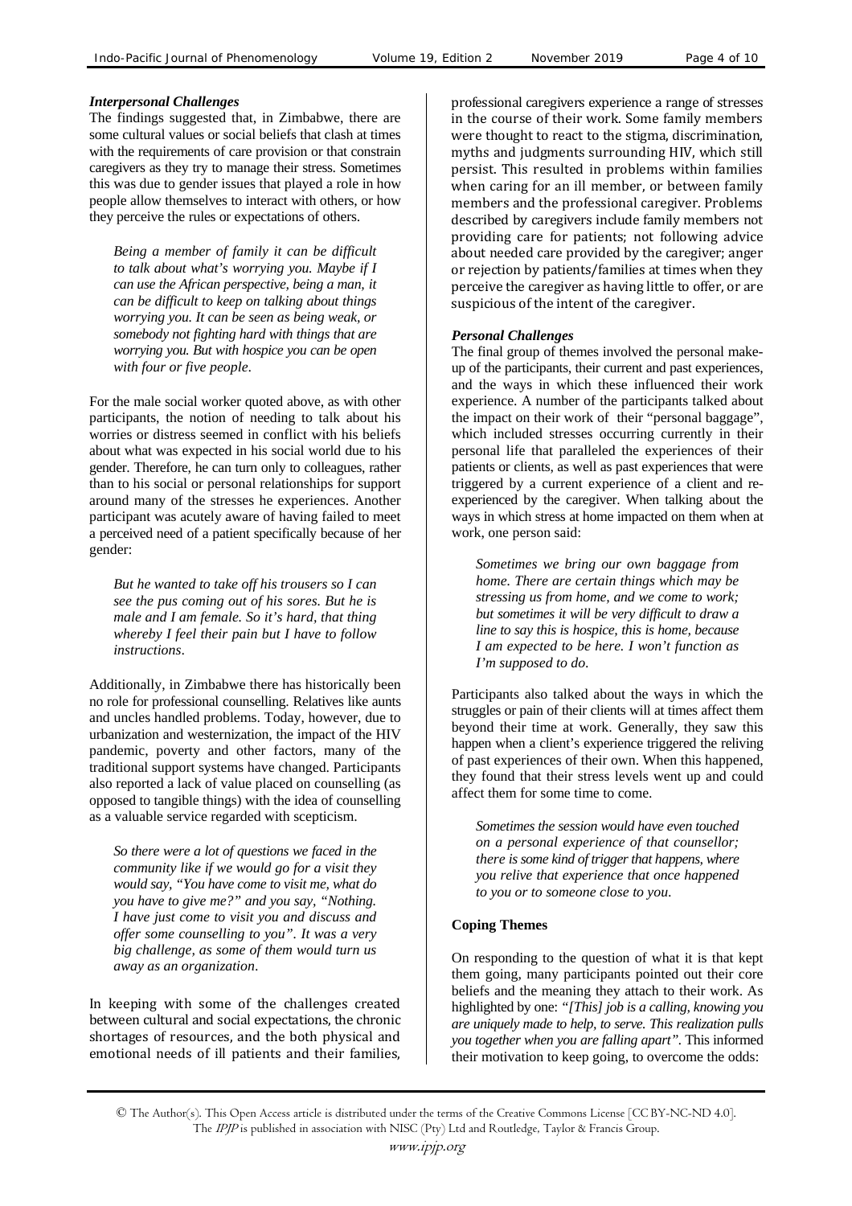### *Interpersonal Challenges*

The findings suggested that, in Zimbabwe, there are some cultural values or social beliefs that clash at times with the requirements of care provision or that constrain caregivers as they try to manage their stress. Sometimes this was due to gender issues that played a role in how people allow themselves to interact with others, or how they perceive the rules or expectations of others.

> *Being a member of family it can be difficult to talk about what's worrying you. Maybe if I can use the African perspective, being a man, it can be difficult to keep on talking about things worrying you. It can be seen as being weak, or somebody not fighting hard with things that are worrying you. But with hospice you can be open with four or five people.*

For the male social worker quoted above, as with other participants, the notion of needing to talk about his worries or distress seemed in conflict with his beliefs about what was expected in his social world due to his gender. Therefore, he can turn only to colleagues, rather than to his social or personal relationships for support around many of the stresses he experiences. Another participant was acutely aware of having failed to meet a perceived need of a patient specifically because of her gender:

> *But he wanted to take off his trousers so I can see the pus coming out of his sores. But he is male and I am female. So it's hard, that thing whereby I feel their pain but I have to follow instructions.*

Additionally, in Zimbabwe there has historically been no role for professional counselling. Relatives like aunts and uncles handled problems. Today, however, due to urbanization and westernization, the impact of the HIV pandemic, poverty and other factors, many of the traditional support systems have changed. Participants also reported a lack of value placed on counselling (as opposed to tangible things) with the idea of counselling as a valuable service regarded with scepticism.

> *So there were a lot of questions we faced in the community like if we would go for a visit they would say, "You have come to visit me, what do you have to give me?" and you say, "Nothing. I have just come to visit you and discuss and offer some counselling to you". It was a very big challenge, as some of them would turn us away as an organization.*

In keeping with some of the challenges created between cultural and social expectations, the chronic shortages of resources, and the both physical and emotional needs of ill patients and their families, professional caregivers experience a range of stresses in the course of their work. Some family members were thought to react to the stigma, discrimination, myths and judgments surrounding HIV, which still persist. This resulted in problems within families when caring for an ill member, or between family members and the professional caregiver. Problems described by caregivers include family members not providing care for patients; not following advice about needed care provided by the caregiver; anger or rejection by patients/families at times when they perceive the caregiver as having little to offer, or are suspicious of the intent of the caregiver.

### *Personal Challenges*

The final group of themes involved the personal make-up of the participants, their current and past experiences, and the ways in which these influenced their work experience. A number of the participants talked about the impact on their work of their "personal baggage", which included stresses occurring currently in their personal life that paralleled the experiences of their patients or clients, as well as past experiences that were triggered by a current experience of a client and re-experienced by the caregiver. When talking about the ways in which stress at home impacted on them when at work, one person said:

> *Sometimes we bring our own baggage from home. There are certain things which may be stressing us from home, and we come to work; but sometimes it will be very difficult to draw a line to say this is hospice, this is home, because I am expected to be here. I won't function as I'm supposed to do.*

Participants also talked about the ways in which the struggles or pain of their clients will at times affect them beyond their time at work. Generally, they saw this happen when a client's experience triggered the reliving of past experiences of their own. When this happened, they found that their stress levels went up and could affect them for some time to come.

> *Sometimes the session would have even touched on a personal experience of that counsellor; there is some kind of trigger that happens, where you relive that experience that once happened to you or to someone close to you.*

## Coping Themes

On responding to the question of what it is that kept them going, many participants pointed out their core beliefs and the meaning they attach to their work. As highlighted by one: *"[This] job is a calling, knowing you are uniquely made to help, to serve. This realization pulls you together when you are falling apart"*. This informed their motivation to keep going, to overcome the odds: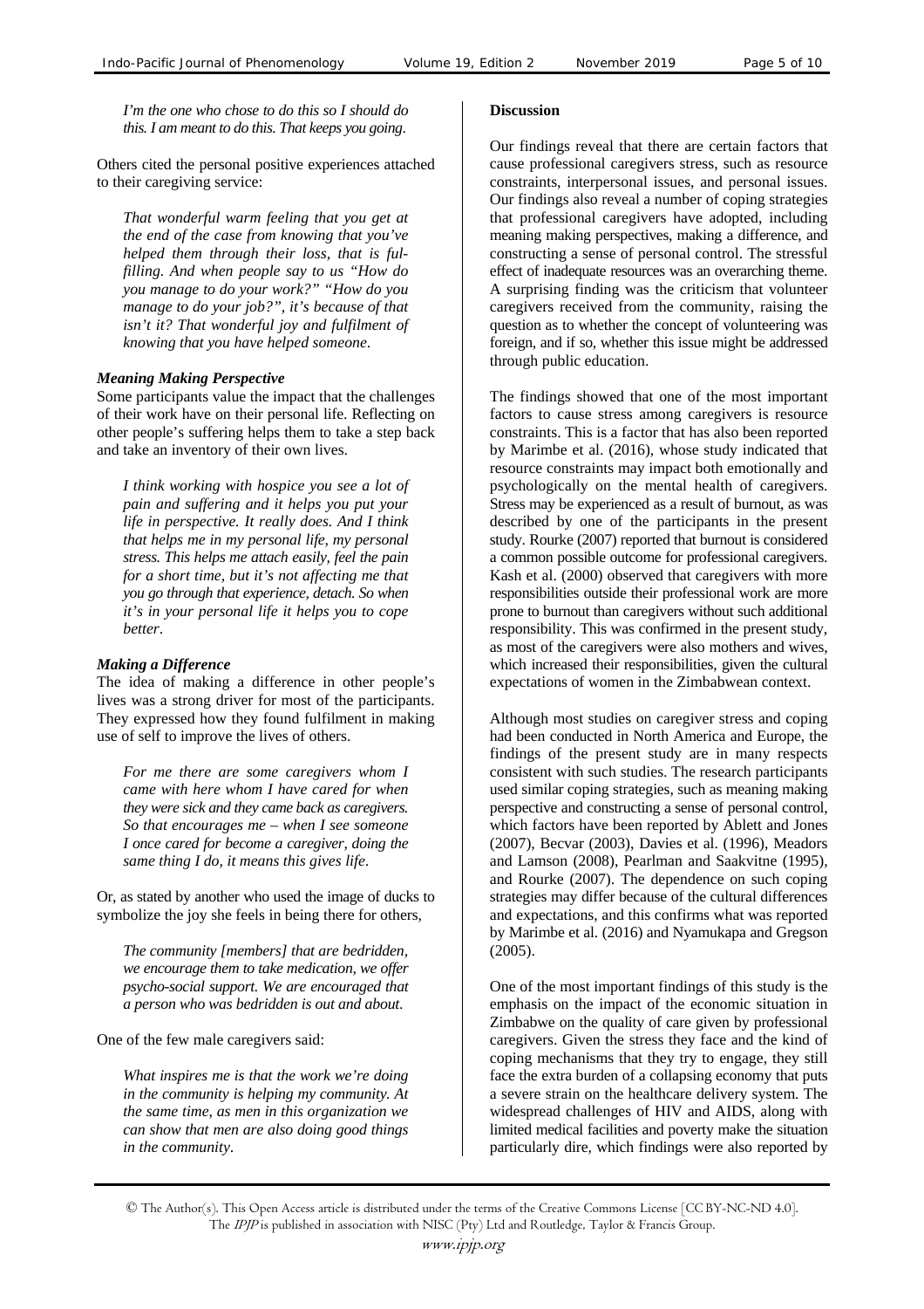*I'm the one who chose to do this so I should do this. I am meant to do this. That keeps you going.*

Others cited the personal positive experiences attached to their caregiving service:

*That wonderful warm feeling that you get at the end of the case from knowing that you've helped them through their loss, that is fulfilling. And when people say to us "How do you manage to do your work?" "How do you manage to do your job?", it's because of that isn't it? That wonderful joy and fulfilment of knowing that you have helped someone.*

### *Meaning Making Perspective*

Some participants value the impact that the challenges of their work have on their personal life. Reflecting on other people's suffering helps them to take a step back and take an inventory of their own lives.

*I think working with hospice you see a lot of pain and suffering and it helps you put your life in perspective. It really does. And I think that helps me in my personal life, my personal stress. This helps me attach easily, feel the pain for a short time, but it's not affecting me that you go through that experience, detach. So when it's in your personal life it helps you to cope better.*

### *Making a Difference*

The idea of making a difference in other people's lives was a strong driver for most of the participants. They expressed how they found fulfilment in making use of self to improve the lives of others.

*For me there are some caregivers whom I came with here whom I have cared for when they were sick and they came back as caregivers. So that encourages me – when I see someone I once cared for become a caregiver, doing the same thing I do, it means this gives life.*

Or, as stated by another who used the image of ducks to symbolize the joy she feels in being there for others,

*The community [members] that are bedridden, we encourage them to take medication, we offer psycho-social support. We are encouraged that a person who was bedridden is out and about.*

One of the few male caregivers said:

*What inspires me is that the work we're doing in the community is helping my community. At the same time, as men in this organization we can show that men are also doing good things in the community.*

## Discussion

Our findings reveal that there are certain factors that cause professional caregivers stress, such as resource constraints, interpersonal issues, and personal issues. Our findings also reveal a number of coping strategies that professional caregivers have adopted, including meaning making perspectives, making a difference, and constructing a sense of personal control. The stressful effect of inadequate resources was an overarching theme. A surprising finding was the criticism that volunteer caregivers received from the community, raising the question as to whether the concept of volunteering was foreign, and if so, whether this issue might be addressed through public education.

The findings showed that one of the most important factors to cause stress among caregivers is resource constraints. This is a factor that has also been reported by Marimbe et al. (2016), whose study indicated that resource constraints may impact both emotionally and psychologically on the mental health of caregivers. Stress may be experienced as a result of burnout, as was described by one of the participants in the present study. Rourke (2007) reported that burnout is considered a common possible outcome for professional caregivers. Kash et al. (2000) observed that caregivers with more responsibilities outside their professional work are more prone to burnout than caregivers without such additional responsibility. This was confirmed in the present study, as most of the caregivers were also mothers and wives, which increased their responsibilities, given the cultural expectations of women in the Zimbabwean context.

Although most studies on caregiver stress and coping had been conducted in North America and Europe, the findings of the present study are in many respects consistent with such studies. The research participants used similar coping strategies, such as meaning making perspective and constructing a sense of personal control, which factors have been reported by Ablett and Jones (2007), Becvar (2003), Davies et al. (1996), Meadors and Lamson (2008), Pearlman and Saakvitne (1995), and Rourke (2007). The dependence on such coping strategies may differ because of the cultural differences and expectations, and this confirms what was reported by Marimbe et al. (2016) and Nyamukapa and Gregson (2005).

One of the most important findings of this study is the emphasis on the impact of the economic situation in Zimbabwe on the quality of care given by professional caregivers. Given the stress they face and the kind of coping mechanisms that they try to engage, they still face the extra burden of a collapsing economy that puts a severe strain on the healthcare delivery system. The widespread challenges of HIV and AIDS, along with limited medical facilities and poverty make the situation particularly dire, which findings were also reported by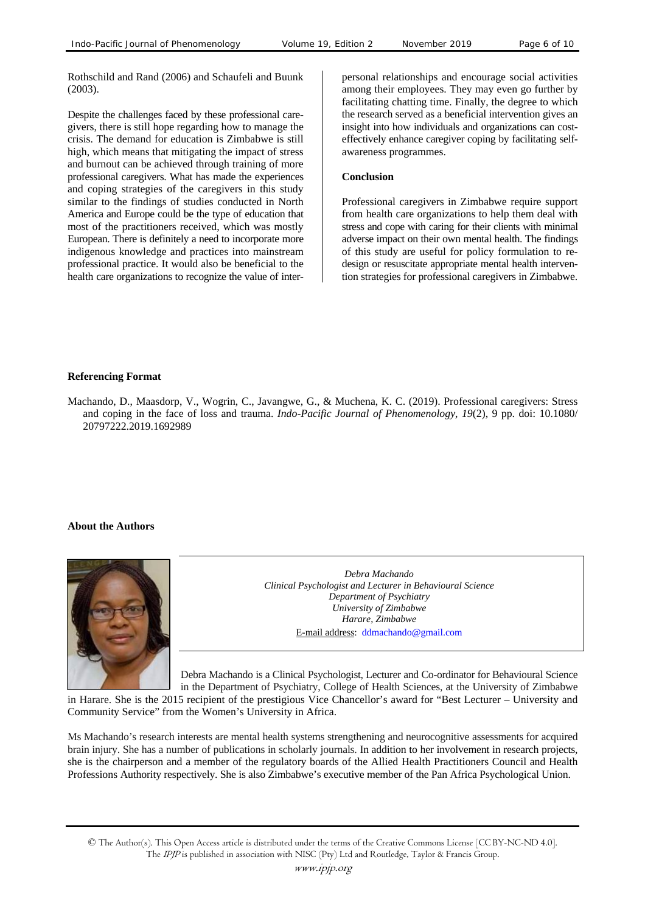Rothschild and Rand (2006) and Schaufeli and Buunk (2003).

Despite the challenges faced by these professional caregivers, there is still hope regarding how to manage the crisis. The demand for education is Zimbabwe is still high, which means that mitigating the impact of stress and burnout can be achieved through training of more professional caregivers. What has made the experiences and coping strategies of the caregivers in this study similar to the findings of studies conducted in North America and Europe could be the type of education that most of the practitioners received, which was mostly European. There is definitely a need to incorporate more indigenous knowledge and practices into mainstream professional practice. It would also be beneficial to the health care organizations to recognize the value of interpersonal relationships and encourage social activities among their employees. They may even go further by facilitating chatting time. Finally, the degree to which the research served as a beneficial intervention gives an insight into how individuals and organizations can cost-effectively enhance caregiver coping by facilitating self-awareness programmes.

**Conclusion**

Professional caregivers in Zimbabwe require support from health care organizations to help them deal with stress and cope with caring for their clients with minimal adverse impact on their own mental health. The findings of this study are useful for policy formulation to re-design or resuscitate appropriate mental health intervention strategies for professional caregivers in Zimbabwe.

**Referencing Format**

Machando, D., Maasdorp, V., Wogrin, C., Javangwe, G., & Muchena, K. C. (2019). Professional caregivers: Stress and coping in the face of loss and trauma. *Indo-Pacific Journal of Phenomenology*, *19*(2), 9 pp. doi: 10.1080/20797222.2019.1692989

**About the Authors**

*Debra Machando*
*Clinical Psychologist and Lecturer in Behavioural Science*
*Department of Psychiatry*
*University of Zimbabwe*
*Harare, Zimbabwe*
E-mail address: ddmachando@gmail.com

Debra Machando is a Clinical Psychologist, Lecturer and Co-ordinator for Behavioural Science in the Department of Psychiatry, College of Health Sciences, at the University of Zimbabwe in Harare. She is the 2015 recipient of the prestigious Vice Chancellor's award for "Best Lecturer – University and Community Service" from the Women's University in Africa.

Ms Machando's research interests are mental health systems strengthening and neurocognitive assessments for acquired brain injury. She has a number of publications in scholarly journals. In addition to her involvement in research projects, she is the chairperson and a member of the regulatory boards of the Allied Health Practitioners Council and Health Professions Authority respectively. She is also Zimbabwe's executive member of the Pan Africa Psychological Union.

© The Author(s). This Open Access article is distributed under the terms of the Creative Commons License [CC BY-NC-ND 4.0]. The *IPJP* is published in association with NISC (Pty) Ltd and Routledge, Taylor & Francis Group.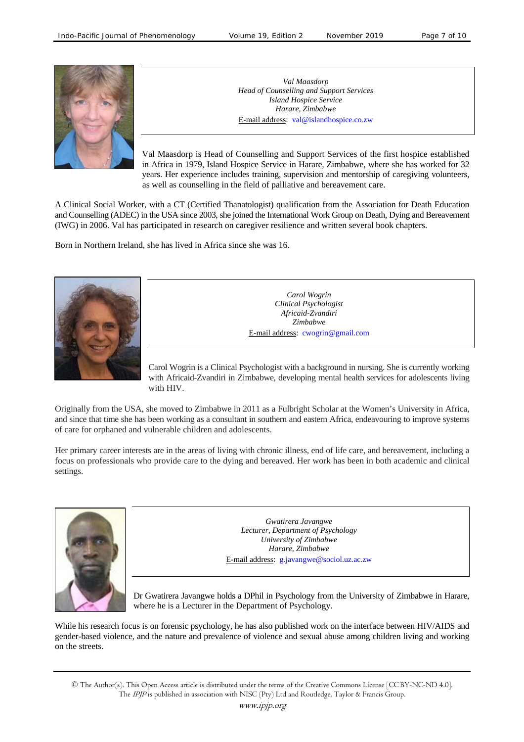*Val Maasdorp*
*Head of Counselling and Support Services*
*Island Hospice Service*
*Harare, Zimbabwe*
E-mail address: val@islandhospice.co.zw

Val Maasdorp is Head of Counselling and Support Services of the first hospice established in Africa in 1979, Island Hospice Service in Harare, Zimbabwe, where she has worked for 32 years. Her experience includes training, supervision and mentorship of caregiving volunteers, as well as counselling in the field of palliative and bereavement care.

A Clinical Social Worker, with a CT (Certified Thanatologist) qualification from the Association for Death Education and Counselling (ADEC) in the USA since 2003, she joined the International Work Group on Death, Dying and Bereavement (IWG) in 2006. Val has participated in research on caregiver resilience and written several book chapters.

Born in Northern Ireland, she has lived in Africa since she was 16.

*Carol Wogrin*
*Clinical Psychologist*
*Africaid-Zvandiri*
*Zimbabwe*
E-mail address: cwogrin@gmail.com

Carol Wogrin is a Clinical Psychologist with a background in nursing. She is currently working with Africaid-Zvandiri in Zimbabwe, developing mental health services for adolescents living with HIV.

Originally from the USA, she moved to Zimbabwe in 2011 as a Fulbright Scholar at the Women's University in Africa, and since that time she has been working as a consultant in southern and eastern Africa, endeavouring to improve systems of care for orphaned and vulnerable children and adolescents.

Her primary career interests are in the areas of living with chronic illness, end of life care, and bereavement, including a focus on professionals who provide care to the dying and bereaved. Her work has been in both academic and clinical settings.

*Gwatirera Javangwe*
*Lecturer, Department of Psychology*
*University of Zimbabwe*
*Harare, Zimbabwe*
E-mail address: g.javangwe@sociol.uz.ac.zw

Dr Gwatirera Javangwe holds a DPhil in Psychology from the University of Zimbabwe in Harare, where he is a Lecturer in the Department of Psychology.

While his research focus is on forensic psychology, he has also published work on the interface between HIV/AIDS and gender-based violence, and the nature and prevalence of violence and sexual abuse among children living and working on the streets.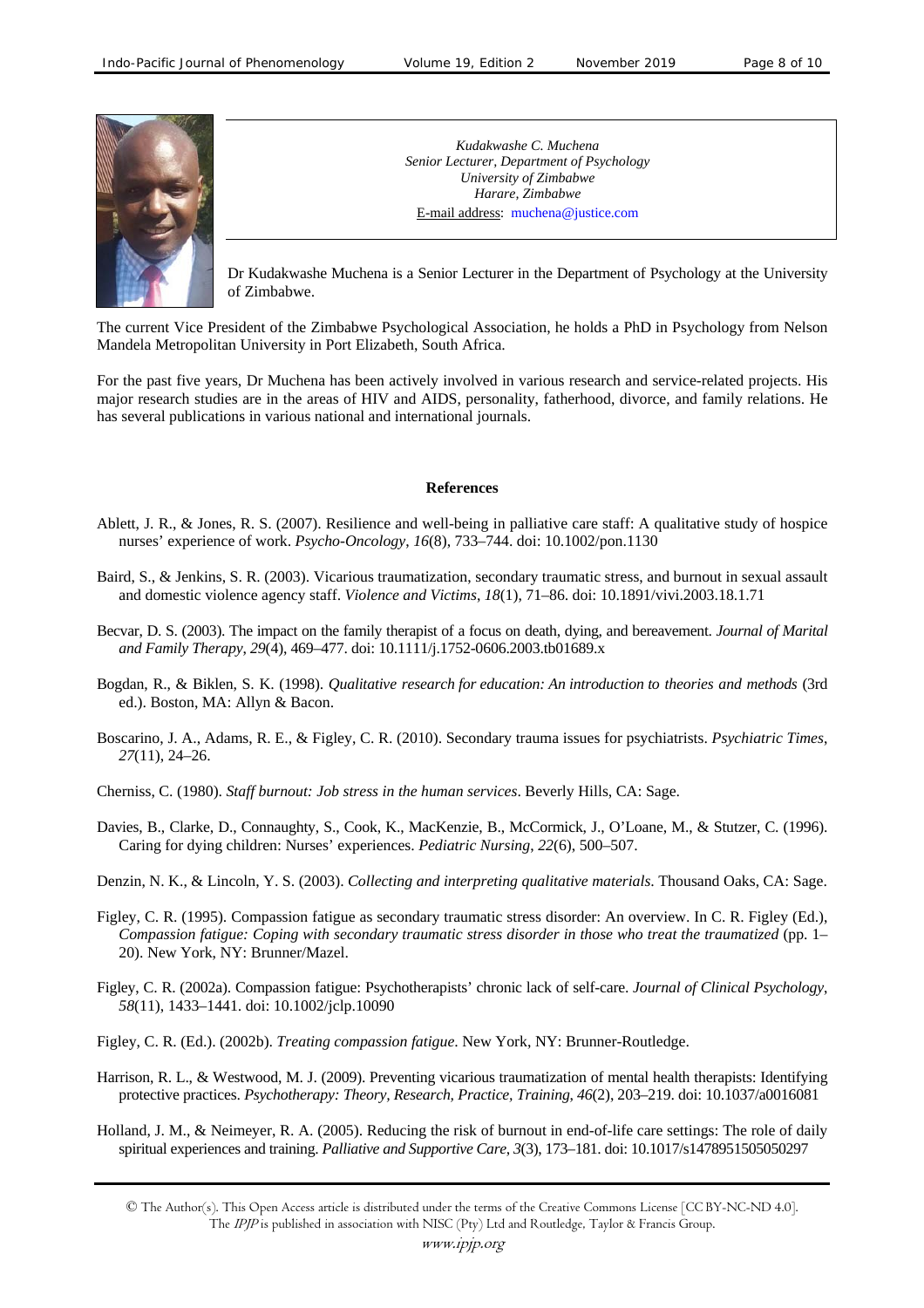*Kudakwashe C. Muchena*
*Senior Lecturer, Department of Psychology*
*University of Zimbabwe*
*Harare, Zimbabwe*
E-mail address: muchena@justice.com

Dr Kudakwashe Muchena is a Senior Lecturer in the Department of Psychology at the University of Zimbabwe.

The current Vice President of the Zimbabwe Psychological Association, he holds a PhD in Psychology from Nelson Mandela Metropolitan University in Port Elizabeth, South Africa.

For the past five years, Dr Muchena has been actively involved in various research and service-related projects. His major research studies are in the areas of HIV and AIDS, personality, fatherhood, divorce, and family relations. He has several publications in various national and international journals.

## References

Ablett, J. R., & Jones, R. S. (2007). Resilience and well-being in palliative care staff: A qualitative study of hospice nurses' experience of work. *Psycho-Oncology*, *16*(8), 733–744. doi: 10.1002/pon.1130

Baird, S., & Jenkins, S. R. (2003). Vicarious traumatization, secondary traumatic stress, and burnout in sexual assault and domestic violence agency staff. *Violence and Victims*, *18*(1), 71–86. doi: 10.1891/vivi.2003.18.1.71

Becvar, D. S. (2003). The impact on the family therapist of a focus on death, dying, and bereavement. *Journal of Marital and Family Therapy*, *29*(4), 469–477. doi: 10.1111/j.1752-0606.2003.tb01689.x

Bogdan, R., & Biklen, S. K. (1998). *Qualitative research for education: An introduction to theories and methods* (3rd ed.). Boston, MA: Allyn & Bacon.

Boscarino, J. A., Adams, R. E., & Figley, C. R. (2010). Secondary trauma issues for psychiatrists. *Psychiatric Times*, *27*(11), 24–26.

Cherniss, C. (1980). *Staff burnout: Job stress in the human services*. Beverly Hills, CA: Sage.

Davies, B., Clarke, D., Connaughty, S., Cook, K., MacKenzie, B., McCormick, J., O'Loane, M., & Stutzer, C. (1996). Caring for dying children: Nurses' experiences. *Pediatric Nursing*, *22*(6), 500–507.

Denzin, N. K., & Lincoln, Y. S. (2003). *Collecting and interpreting qualitative materials*. Thousand Oaks, CA: Sage.

Figley, C. R. (1995). Compassion fatigue as secondary traumatic stress disorder: An overview. In C. R. Figley (Ed.), *Compassion fatigue: Coping with secondary traumatic stress disorder in those who treat the traumatized* (pp. 1–20). New York, NY: Brunner/Mazel.

Figley, C. R. (2002a). Compassion fatigue: Psychotherapists' chronic lack of self-care. *Journal of Clinical Psychology*, *58*(11), 1433–1441. doi: 10.1002/jclp.10090

Figley, C. R. (Ed.). (2002b). *Treating compassion fatigue*. New York, NY: Brunner-Routledge.

Harrison, R. L., & Westwood, M. J. (2009). Preventing vicarious traumatization of mental health therapists: Identifying protective practices. *Psychotherapy: Theory, Research, Practice, Training*, *46*(2), 203–219. doi: 10.1037/a0016081

Holland, J. M., & Neimeyer, R. A. (2005). Reducing the risk of burnout in end-of-life care settings: The role of daily spiritual experiences and training. *Palliative and Supportive Care*, *3*(3), 173–181. doi: 10.1017/s1478951505050297

© The Author(s). This Open Access article is distributed under the terms of the Creative Commons License [CC BY-NC-ND 4.0].
The *IPJP* is published in association with NISC (Pty) Ltd and Routledge, Taylor & Francis Group.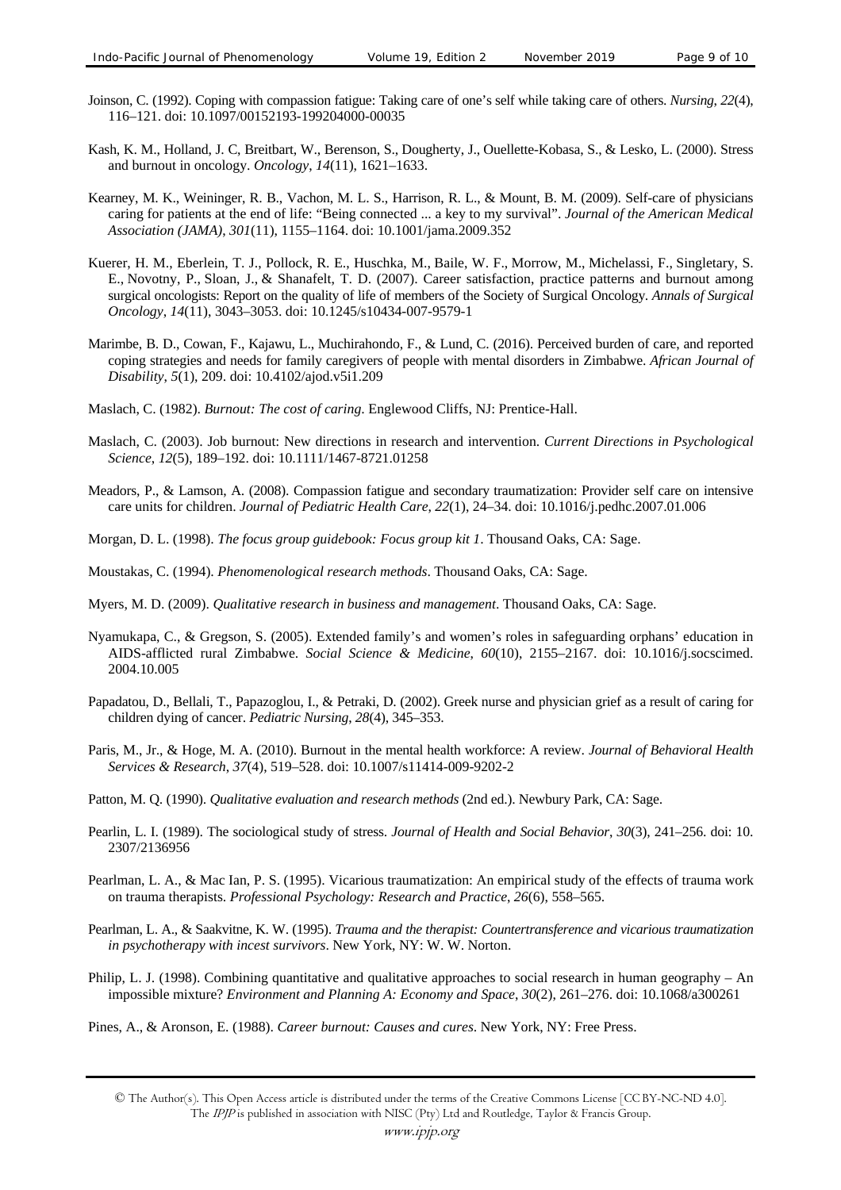Joinson, C. (1992). Coping with compassion fatigue: Taking care of one's self while taking care of others. *Nursing*, *22*(4), 116–121. doi: 10.1097/00152193-199204000-00035

Kash, K. M., Holland, J. C, Breitbart, W., Berenson, S., Dougherty, J., Ouellette-Kobasa, S., & Lesko, L. (2000). Stress and burnout in oncology. *Oncology*, *14*(11), 1621–1633.

Kearney, M. K., Weininger, R. B., Vachon, M. L. S., Harrison, R. L., & Mount, B. M. (2009). Self-care of physicians caring for patients at the end of life: "Being connected ... a key to my survival". *Journal of the American Medical Association (JAMA)*, *301*(11), 1155–1164. doi: 10.1001/jama.2009.352

Kuerer, H. M., Eberlein, T. J., Pollock, R. E., Huschka, M., Baile, W. F., Morrow, M., Michelassi, F., Singletary, S. E., Novotny, P., Sloan, J., & Shanafelt, T. D. (2007). Career satisfaction, practice patterns and burnout among surgical oncologists: Report on the quality of life of members of the Society of Surgical Oncology. *Annals of Surgical Oncology*, *14*(11), 3043–3053. doi: 10.1245/s10434-007-9579-1

Marimbe, B. D., Cowan, F., Kajawu, L., Muchirahondo, F., & Lund, C. (2016). Perceived burden of care, and reported coping strategies and needs for family caregivers of people with mental disorders in Zimbabwe. *African Journal of Disability*, *5*(1), 209. doi: 10.4102/ajod.v5i1.209

Maslach, C. (1982). *Burnout: The cost of caring*. Englewood Cliffs, NJ: Prentice-Hall.

Maslach, C. (2003). Job burnout: New directions in research and intervention. *Current Directions in Psychological Science*, *12*(5), 189–192. doi: 10.1111/1467-8721.01258

Meadors, P., & Lamson, A. (2008). Compassion fatigue and secondary traumatization: Provider self care on intensive care units for children. *Journal of Pediatric Health Care*, *22*(1), 24–34. doi: 10.1016/j.pedhc.2007.01.006

Morgan, D. L. (1998). *The focus group guidebook: Focus group kit 1*. Thousand Oaks, CA: Sage.

Moustakas, C. (1994). *Phenomenological research methods*. Thousand Oaks, CA: Sage.

Myers, M. D. (2009). *Qualitative research in business and management*. Thousand Oaks, CA: Sage.

Nyamukapa, C., & Gregson, S. (2005). Extended family's and women's roles in safeguarding orphans' education in AIDS-afflicted rural Zimbabwe. *Social Science & Medicine*, *60*(10), 2155–2167. doi: 10.1016/j.socscimed. 2004.10.005

Papadatou, D., Bellali, T., Papazoglou, I., & Petraki, D. (2002). Greek nurse and physician grief as a result of caring for children dying of cancer. *Pediatric Nursing*, *28*(4), 345–353.

Paris, M., Jr., & Hoge, M. A. (2010). Burnout in the mental health workforce: A review. *Journal of Behavioral Health Services & Research*, *37*(4), 519–528. doi: 10.1007/s11414-009-9202-2

Patton, M. Q. (1990). *Qualitative evaluation and research methods* (2nd ed.). Newbury Park, CA: Sage.

Pearlin, L. I. (1989). The sociological study of stress. *Journal of Health and Social Behavior*, *30*(3), 241–256. doi: 10. 2307/2136956

Pearlman, L. A., & Mac Ian, P. S. (1995). Vicarious traumatization: An empirical study of the effects of trauma work on trauma therapists. *Professional Psychology: Research and Practice*, *26*(6), 558–565.

Pearlman, L. A., & Saakvitne, K. W. (1995). *Trauma and the therapist: Countertransference and vicarious traumatization in psychotherapy with incest survivors*. New York, NY: W. W. Norton.

Philip, L. J. (1998). Combining quantitative and qualitative approaches to social research in human geography – An impossible mixture? *Environment and Planning A: Economy and Space*, *30*(2), 261–276. doi: 10.1068/a300261

Pines, A., & Aronson, E. (1988). *Career burnout: Causes and cures*. New York, NY: Free Press.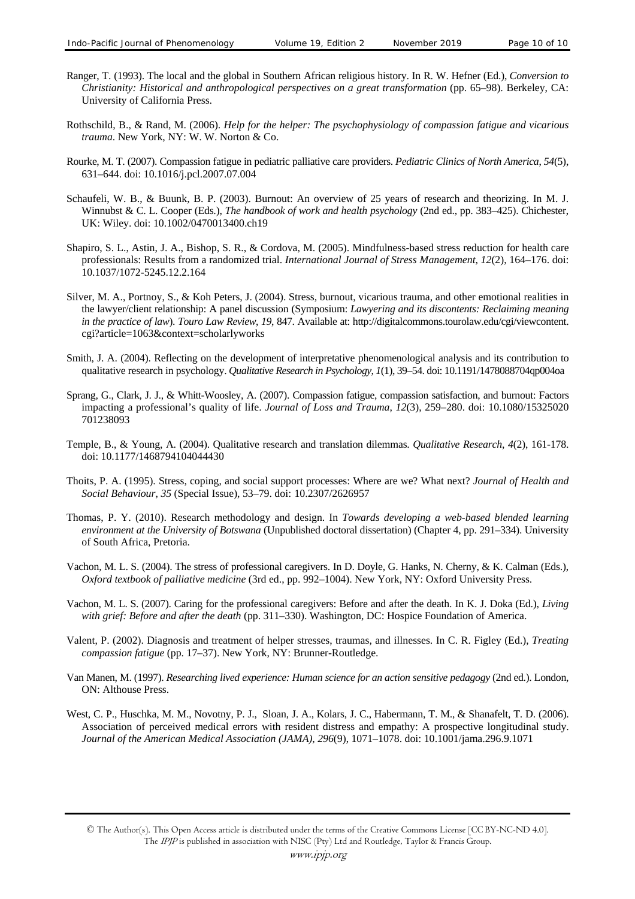Ranger, T. (1993). The local and the global in Southern African religious history. In R. W. Hefner (Ed.), *Conversion to Christianity: Historical and anthropological perspectives on a great transformation* (pp. 65–98). Berkeley, CA: University of California Press.

Rothschild, B., & Rand, M. (2006). *Help for the helper: The psychophysiology of compassion fatigue and vicarious trauma*. New York, NY: W. W. Norton & Co.

Rourke, M. T. (2007). Compassion fatigue in pediatric palliative care providers. *Pediatric Clinics of North America*, *54*(5), 631–644. doi: 10.1016/j.pcl.2007.07.004

Schaufeli, W. B., & Buunk, B. P. (2003). Burnout: An overview of 25 years of research and theorizing. In M. J. Winnubst & C. L. Cooper (Eds.), *The handbook of work and health psychology* (2nd ed., pp. 383–425). Chichester, UK: Wiley. doi: 10.1002/0470013400.ch19

Shapiro, S. L., Astin, J. A., Bishop, S. R., & Cordova, M. (2005). Mindfulness-based stress reduction for health care professionals: Results from a randomized trial. *International Journal of Stress Management*, *12*(2), 164–176. doi: 10.1037/1072-5245.12.2.164

Silver, M. A., Portnoy, S., & Koh Peters, J. (2004). Stress, burnout, vicarious trauma, and other emotional realities in the lawyer/client relationship: A panel discussion (Symposium: *Lawyering and its discontents: Reclaiming meaning in the practice of law*). *Touro Law Review*, *19*, 847. Available at: http://digitalcommons.tourolaw.edu/cgi/viewcontent.cgi?article=1063&context=scholarlyworks

Smith, J. A. (2004). Reflecting on the development of interpretative phenomenological analysis and its contribution to qualitative research in psychology. *Qualitative Research in Psychology*, *1*(1), 39–54. doi: 10.1191/1478088704qp004oa

Sprang, G., Clark, J. J., & Whitt-Woosley, A. (2007). Compassion fatigue, compassion satisfaction, and burnout: Factors impacting a professional's quality of life. *Journal of Loss and Trauma*, *12*(3), 259–280. doi: 10.1080/15325020 701238093

Temple, B., & Young, A. (2004). Qualitative research and translation dilemmas. *Qualitative Research*, *4*(2), 161-178. doi: 10.1177/1468794104044430

Thoits, P. A. (1995). Stress, coping, and social support processes: Where are we? What next? *Journal of Health and Social Behaviour*, *35* (Special Issue), 53–79. doi: 10.2307/2626957

Thomas, P. Y. (2010). Research methodology and design. In *Towards developing a web-based blended learning environment at the University of Botswana* (Unpublished doctoral dissertation) (Chapter 4, pp. 291–334). University of South Africa, Pretoria.

Vachon, M. L. S. (2004). The stress of professional caregivers. In D. Doyle, G. Hanks, N. Cherny, & K. Calman (Eds.), *Oxford textbook of palliative medicine* (3rd ed., pp. 992–1004). New York, NY: Oxford University Press.

Vachon, M. L. S. (2007). Caring for the professional caregivers: Before and after the death. In K. J. Doka (Ed.), *Living with grief: Before and after the death* (pp. 311–330). Washington, DC: Hospice Foundation of America.

Valent, P. (2002). Diagnosis and treatment of helper stresses, traumas, and illnesses. In C. R. Figley (Ed.), *Treating compassion fatigue* (pp. 17–37). New York, NY: Brunner-Routledge.

Van Manen, M. (1997). *Researching lived experience: Human science for an action sensitive pedagogy* (2nd ed.). London, ON: Althouse Press.

West, C. P., Huschka, M. M., Novotny, P. J., Sloan, J. A., Kolars, J. C., Habermann, T. M., & Shanafelt, T. D. (2006). Association of perceived medical errors with resident distress and empathy: A prospective longitudinal study. *Journal of the American Medical Association (JAMA)*, *296*(9), 1071–1078. doi: 10.1001/jama.296.9.1071

© The Author(s). This Open Access article is distributed under the terms of the Creative Commons License [CC BY-NC-ND 4.0]. The *IPJP* is published in association with NISC (Pty) Ltd and Routledge, Taylor & Francis Group.